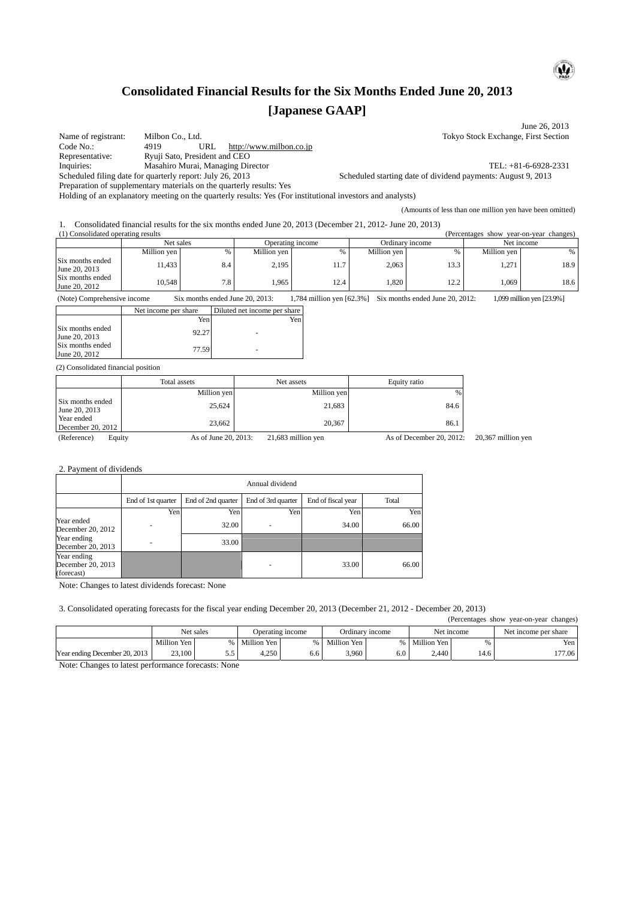# Consolidated Financial Results for the Six Months Ended June 20, 2013

# [Japanese GAAP]

June 26, 2013

Name of registrant: Milbon Co., Ltd.　　Tokyo Stock Exchange, First Section

Code No.: 4919　URL http://www.milbon.co.jp

Representative: Ryuji Sato, President and CEO

Inquiries: Masahiro Murai, Managing Director　　TEL: +81-6-6928-2331

Scheduled filing date for quarterly report: July 26, 2013　　Scheduled starting date of dividend payments: August 9, 2013

Preparation of supplementary materials on the quarterly results: Yes

Holding of an explanatory meeting on the quarterly results: Yes (For institutional investors and analysts)

(Amounts of less than one million yen have been omitted)

1. Consolidated financial results for the six months ended June 20, 2013 (December 21, 2012- June 20, 2013)

(1) Consolidated operating results　　(Percentages show year-on-year changes)

| | Net sales | | Operating income | | Ordinary income | | Net income | |
|---|---|---|---|---|---|---|---|---|
| | Million yen | % | Million yen | % | Million yen | % | Million yen | % |
| Six months ended June 20, 2013 | 11,433 | 8.4 | 2,195 | 11.7 | 2,063 | 13.3 | 1,271 | 18.9 |
| Six months ended June 20, 2012 | 10,548 | 7.8 | 1,965 | 12.4 | 1,820 | 12.2 | 1,069 | 18.6 |

(Note) Comprehensive income　Six months ended June 20, 2013: 1,784 million yen [62.3%]　Six months ended June 20, 2012: 1,099 million yen [23.9%]

| | Net income per share | Diluted net income per share |
|---|---|---|
| | Yen | Yen |
| Six months ended June 20, 2013 | 92.27 | - |
| Six months ended June 20, 2012 | 77.59 | - |

(2) Consolidated financial position

| | Total assets | Net assets | Equity ratio |
|---|---|---|---|
| | Million yen | Million yen | % |
| Six months ended June 20, 2013 | 25,624 | 21,683 | 84.6 |
| Year ended December 20, 2012 | 23,662 | 20,367 | 86.1 |

(Reference) Equity　As of June 20, 2013: 21,683 million yen　As of December 20, 2012: 20,367 million yen

2. Payment of dividends

| | Annual dividend | | | | |
|---|---|---|---|---|---|
| | End of 1st quarter | End of 2nd quarter | End of 3rd quarter | End of fiscal year | Total |
| | Yen | Yen | Yen | Yen | Yen |
| Year ended December 20, 2012 | - | 32.00 | - | 34.00 | 66.00 |
| Year ending December 20, 2013 | - | 33.00 | | | |
| Year ending December 20, 2013 (forecast) | | | - | 33.00 | 66.00 |

Note: Changes to latest dividends forecast: None

3. Consolidated operating forecasts for the fiscal year ending December 20, 2013 (December 21, 2012 - December 20, 2013)

(Percentages show year-on-year changes)

| | Net sales | | Operating income | | Ordinary income | | Net income | | Net income per share |
|---|---|---|---|---|---|---|---|---|---|
| | Million Yen | % | Million Yen | % | Million Yen | % | Million Yen | % | Yen |
| Year ending December 20, 2013 | 23,100 | 5.5 | 4,250 | 6.6 | 3,960 | 6.0 | 2,440 | 14.6 | 177.06 |

Note: Changes to latest performance forecasts: None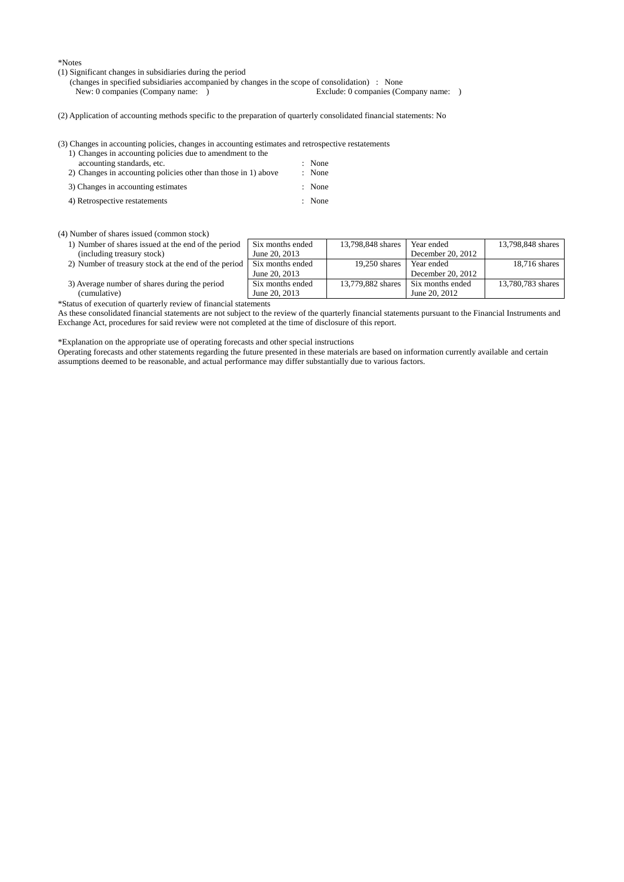*Notes

(1) Significant changes in subsidiaries during the period
(changes in specified subsidiaries accompanied by changes in the scope of consolidation) : None
New: 0 companies (Company name: ) Exclude: 0 companies (Company name: )

(2) Application of accounting methods specific to the preparation of quarterly consolidated financial statements: No

(3) Changes in accounting policies, changes in accounting estimates and retrospective restatements

1) Changes in accounting policies due to amendment to the accounting standards, etc. : None
2) Changes in accounting policies other than those in 1) above : None
3) Changes in accounting estimates : None
4) Retrospective restatements : None

(4) Number of shares issued (common stock)

| | | | | |
|---|---|---|---|---|
| 1) Number of shares issued at the end of the period (including treasury stock) | Six months ended June 20, 2013 | 13,798,848 shares | Year ended December 20, 2012 | 13,798,848 shares |
| 2) Number of treasury stock at the end of the period | Six months ended June 20, 2013 | 19,250 shares | Year ended December 20, 2012 | 18,716 shares |
| 3) Average number of shares during the period (cumulative) | Six months ended June 20, 2013 | 13,779,882 shares | Six months ended June 20, 2012 | 13,780,783 shares |

*Status of execution of quarterly review of financial statements

As these consolidated financial statements are not subject to the review of the quarterly financial statements pursuant to the Financial Instruments and Exchange Act, procedures for said review were not completed at the time of disclosure of this report.

*Explanation on the appropriate use of operating forecasts and other special instructions

Operating forecasts and other statements regarding the future presented in these materials are based on information currently available and certain assumptions deemed to be reasonable, and actual performance may differ substantially due to various factors.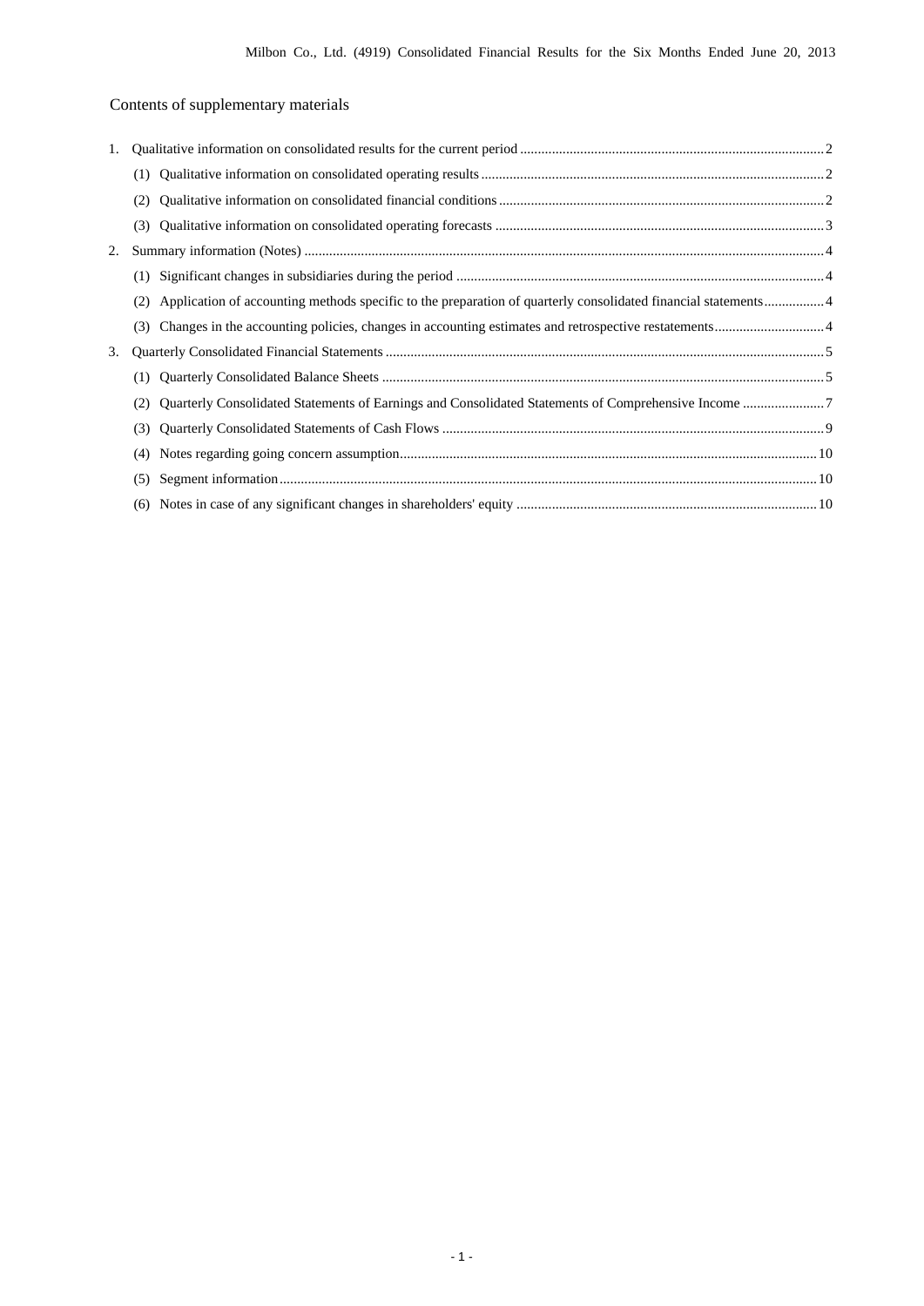## Contents of supplementary materials

1. Qualitative information on consolidated results for the current period ........ 2
   - (1) Qualitative information on consolidated operating results ........ 2
   - (2) Qualitative information on consolidated financial conditions ........ 2
   - (3) Qualitative information on consolidated operating forecasts ........ 3
2. Summary information (Notes) ........ 4
   - (1) Significant changes in subsidiaries during the period ........ 4
   - (2) Application of accounting methods specific to the preparation of quarterly consolidated financial statements ........ 4
   - (3) Changes in the accounting policies, changes in accounting estimates and retrospective restatements ........ 4
3. Quarterly Consolidated Financial Statements ........ 5
   - (1) Quarterly Consolidated Balance Sheets ........ 5
   - (2) Quarterly Consolidated Statements of Earnings and Consolidated Statements of Comprehensive Income ........ 7
   - (3) Quarterly Consolidated Statements of Cash Flows ........ 9
   - (4) Notes regarding going concern assumption ........ 10
   - (5) Segment information ........ 10
   - (6) Notes in case of any significant changes in shareholders' equity ........ 10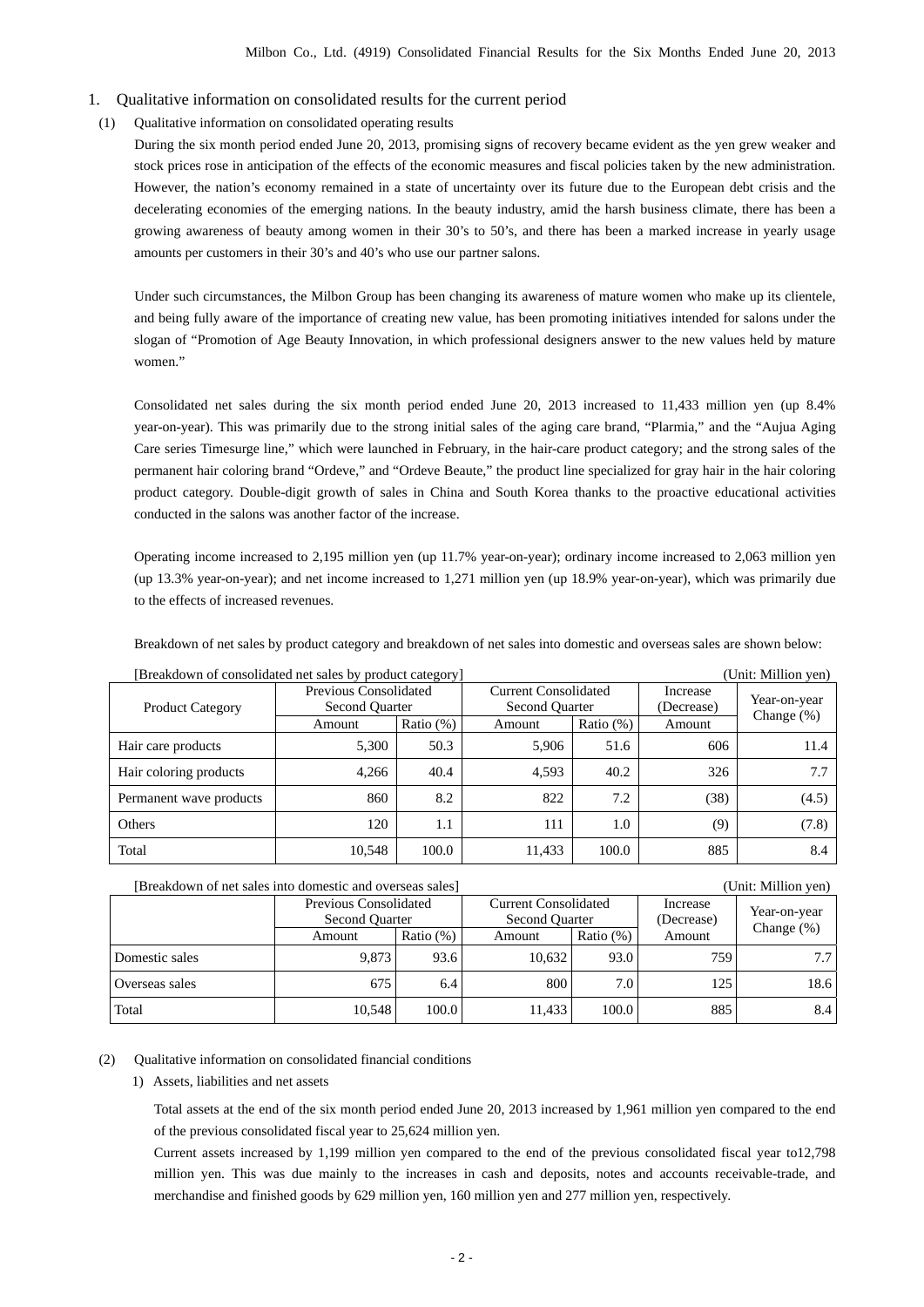## 1. Qualitative information on consolidated results for the current period

### (1) Qualitative information on consolidated operating results

During the six month period ended June 20, 2013, promising signs of recovery became evident as the yen grew weaker and stock prices rose in anticipation of the effects of the economic measures and fiscal policies taken by the new administration. However, the nation's economy remained in a state of uncertainty over its future due to the European debt crisis and the decelerating economies of the emerging nations. In the beauty industry, amid the harsh business climate, there has been a growing awareness of beauty among women in their 30's to 50's, and there has been a marked increase in yearly usage amounts per customers in their 30's and 40's who use our partner salons.

Under such circumstances, the Milbon Group has been changing its awareness of mature women who make up its clientele, and being fully aware of the importance of creating new value, has been promoting initiatives intended for salons under the slogan of "Promotion of Age Beauty Innovation, in which professional designers answer to the new values held by mature women."

Consolidated net sales during the six month period ended June 20, 2013 increased to 11,433 million yen (up 8.4% year-on-year). This was primarily due to the strong initial sales of the aging care brand, "Plarmia," and the "Aujua Aging Care series Timesurge line," which were launched in February, in the hair-care product category; and the strong sales of the permanent hair coloring brand "Ordeve," and "Ordeve Beaute," the product line specialized for gray hair in the hair coloring product category. Double-digit growth of sales in China and South Korea thanks to the proactive educational activities conducted in the salons was another factor of the increase.

Operating income increased to 2,195 million yen (up 11.7% year-on-year); ordinary income increased to 2,063 million yen (up 13.3% year-on-year); and net income increased to 1,271 million yen (up 18.9% year-on-year), which was primarily due to the effects of increased revenues.

Breakdown of net sales by product category and breakdown of net sales into domestic and overseas sales are shown below:

[Breakdown of consolidated net sales by product category] (Unit: Million yen)

| Product Category | Previous Consolidated Second Quarter | | Current Consolidated Second Quarter | | Increase (Decrease) | Year-on-year Change (%) |
|---|---|---|---|---|---|---|
| | Amount | Ratio (%) | Amount | Ratio (%) | Amount | |
| Hair care products | 5,300 | 50.3 | 5,906 | 51.6 | 606 | 11.4 |
| Hair coloring products | 4,266 | 40.4 | 4,593 | 40.2 | 326 | 7.7 |
| Permanent wave products | 860 | 8.2 | 822 | 7.2 | (38) | (4.5) |
| Others | 120 | 1.1 | 111 | 1.0 | (9) | (7.8) |
| Total | 10,548 | 100.0 | 11,433 | 100.0 | 885 | 8.4 |

[Breakdown of net sales into domestic and overseas sales] (Unit: Million yen)

| | Previous Consolidated Second Quarter | | Current Consolidated Second Quarter | | Increase (Decrease) | Year-on-year Change (%) |
|---|---|---|---|---|---|---|
| | Amount | Ratio (%) | Amount | Ratio (%) | Amount | |
| Domestic sales | 9,873 | 93.6 | 10,632 | 93.0 | 759 | 7.7 |
| Overseas sales | 675 | 6.4 | 800 | 7.0 | 125 | 18.6 |
| Total | 10,548 | 100.0 | 11,433 | 100.0 | 885 | 8.4 |

### (2) Qualitative information on consolidated financial conditions

1) Assets, liabilities and net assets

Total assets at the end of the six month period ended June 20, 2013 increased by 1,961 million yen compared to the end of the previous consolidated fiscal year to 25,624 million yen.

Current assets increased by 1,199 million yen compared to the end of the previous consolidated fiscal year to12,798 million yen. This was due mainly to the increases in cash and deposits, notes and accounts receivable-trade, and merchandise and finished goods by 629 million yen, 160 million yen and 277 million yen, respectively.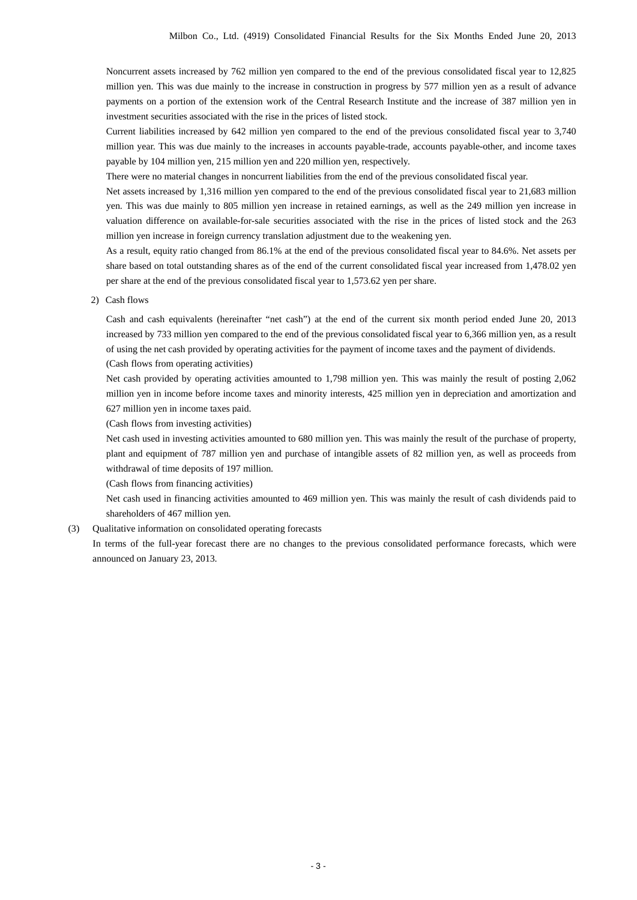Noncurrent assets increased by 762 million yen compared to the end of the previous consolidated fiscal year to 12,825 million yen. This was due mainly to the increase in construction in progress by 577 million yen as a result of advance payments on a portion of the extension work of the Central Research Institute and the increase of 387 million yen in investment securities associated with the rise in the prices of listed stock.

Current liabilities increased by 642 million yen compared to the end of the previous consolidated fiscal year to 3,740 million year. This was due mainly to the increases in accounts payable-trade, accounts payable-other, and income taxes payable by 104 million yen, 215 million yen and 220 million yen, respectively.

There were no material changes in noncurrent liabilities from the end of the previous consolidated fiscal year.

Net assets increased by 1,316 million yen compared to the end of the previous consolidated fiscal year to 21,683 million yen. This was due mainly to 805 million yen increase in retained earnings, as well as the 249 million yen increase in valuation difference on available-for-sale securities associated with the rise in the prices of listed stock and the 263 million yen increase in foreign currency translation adjustment due to the weakening yen.

As a result, equity ratio changed from 86.1% at the end of the previous consolidated fiscal year to 84.6%. Net assets per share based on total outstanding shares as of the end of the current consolidated fiscal year increased from 1,478.02 yen per share at the end of the previous consolidated fiscal year to 1,573.62 yen per share.

2) Cash flows

Cash and cash equivalents (hereinafter "net cash") at the end of the current six month period ended June 20, 2013 increased by 733 million yen compared to the end of the previous consolidated fiscal year to 6,366 million yen, as a result of using the net cash provided by operating activities for the payment of income taxes and the payment of dividends.

(Cash flows from operating activities)

Net cash provided by operating activities amounted to 1,798 million yen. This was mainly the result of posting 2,062 million yen in income before income taxes and minority interests, 425 million yen in depreciation and amortization and 627 million yen in income taxes paid.

(Cash flows from investing activities)

Net cash used in investing activities amounted to 680 million yen. This was mainly the result of the purchase of property, plant and equipment of 787 million yen and purchase of intangible assets of 82 million yen, as well as proceeds from withdrawal of time deposits of 197 million.

(Cash flows from financing activities)

Net cash used in financing activities amounted to 469 million yen. This was mainly the result of cash dividends paid to shareholders of 467 million yen.

(3) Qualitative information on consolidated operating forecasts

In terms of the full-year forecast there are no changes to the previous consolidated performance forecasts, which were announced on January 23, 2013.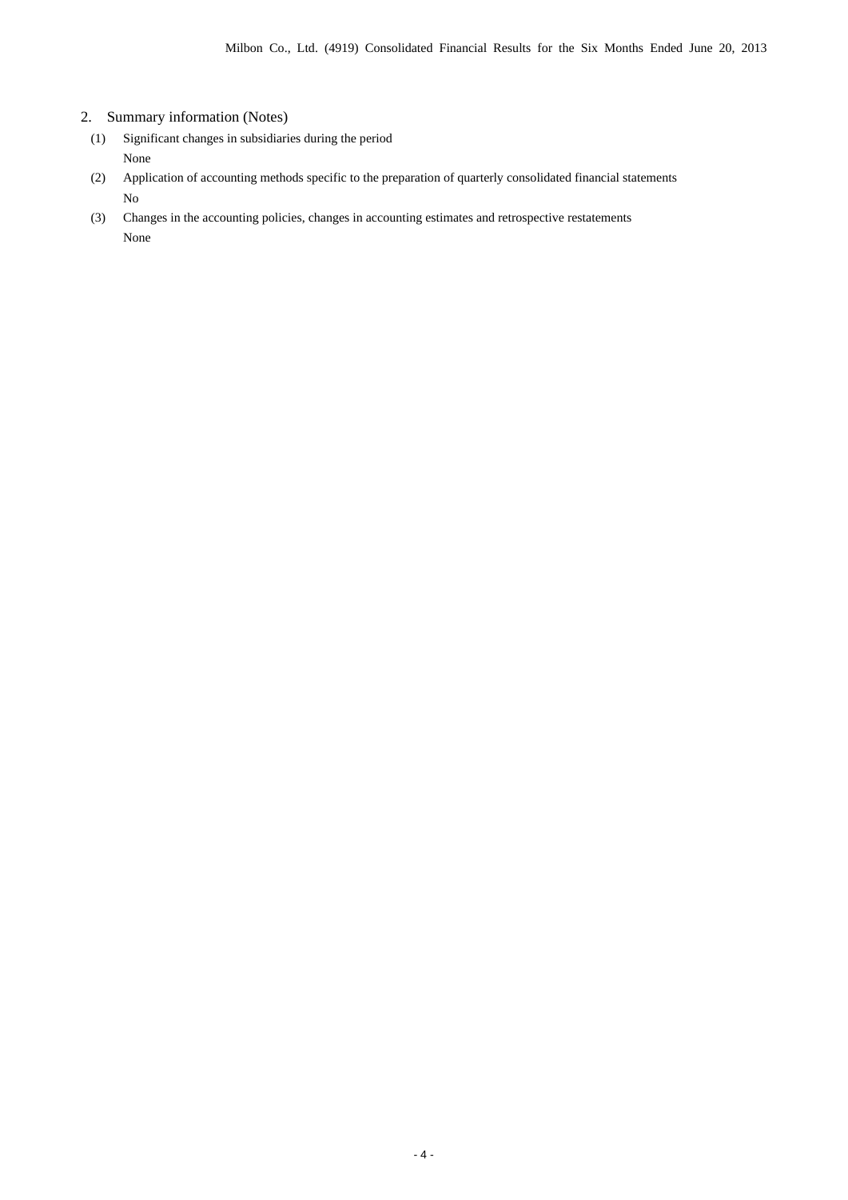## 2. Summary information (Notes)

(1) Significant changes in subsidiaries during the period

None

(2) Application of accounting methods specific to the preparation of quarterly consolidated financial statements

No

(3) Changes in the accounting policies, changes in accounting estimates and retrospective restatements

None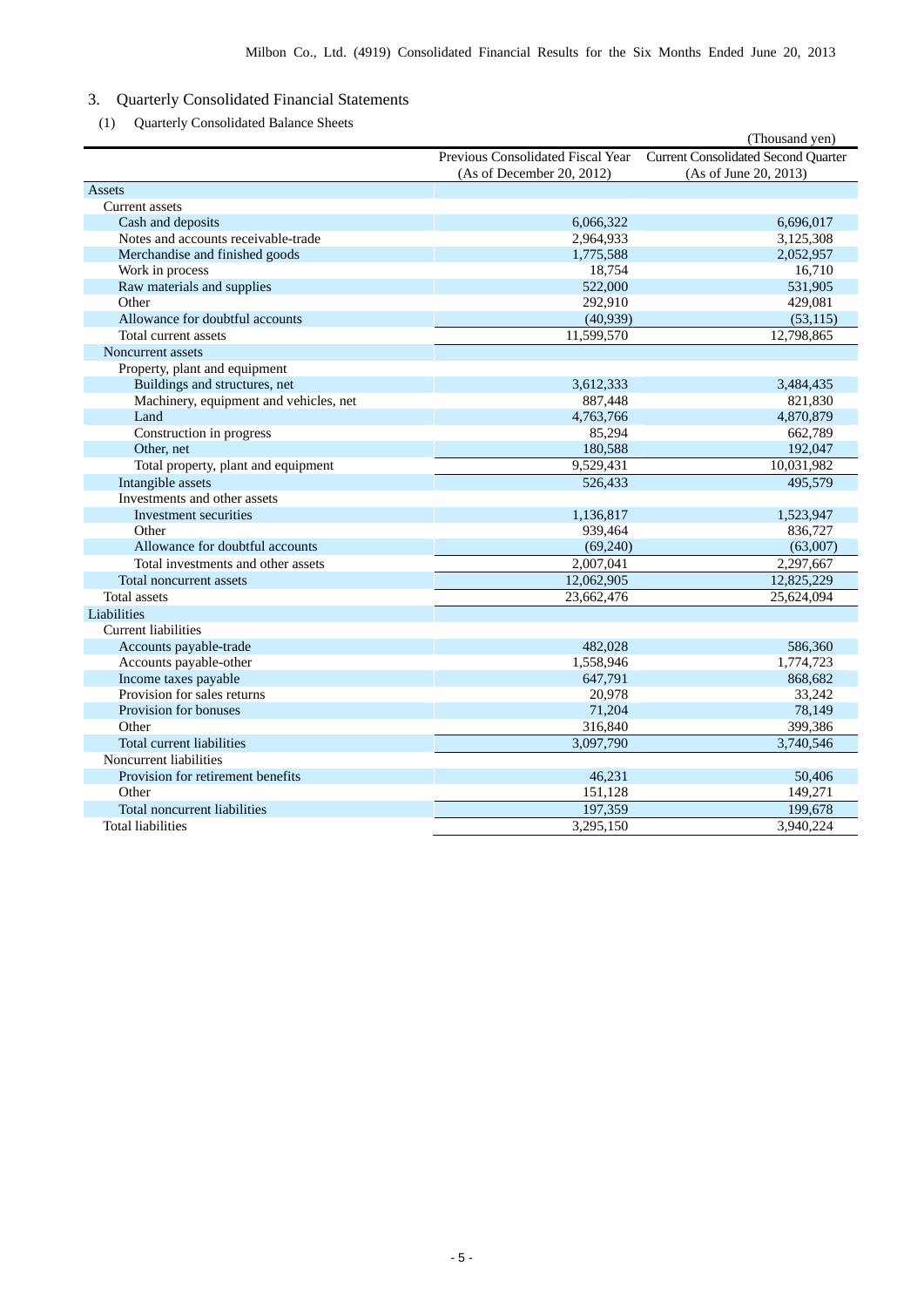## 3. Quarterly Consolidated Financial Statements

### (1) Quarterly Consolidated Balance Sheets

(Thousand yen)

| | Previous Consolidated Fiscal Year (As of December 20, 2012) | Current Consolidated Second Quarter (As of June 20, 2013) |
|---|---|---|
| Assets | | |
| Current assets | | |
| Cash and deposits | 6,066,322 | 6,696,017 |
| Notes and accounts receivable-trade | 2,964,933 | 3,125,308 |
| Merchandise and finished goods | 1,775,588 | 2,052,957 |
| Work in process | 18,754 | 16,710 |
| Raw materials and supplies | 522,000 | 531,905 |
| Other | 292,910 | 429,081 |
| Allowance for doubtful accounts | (40,939) | (53,115) |
| Total current assets | 11,599,570 | 12,798,865 |
| Noncurrent assets | | |
| Property, plant and equipment | | |
| Buildings and structures, net | 3,612,333 | 3,484,435 |
| Machinery, equipment and vehicles, net | 887,448 | 821,830 |
| Land | 4,763,766 | 4,870,879 |
| Construction in progress | 85,294 | 662,789 |
| Other, net | 180,588 | 192,047 |
| Total property, plant and equipment | 9,529,431 | 10,031,982 |
| Intangible assets | 526,433 | 495,579 |
| Investments and other assets | | |
| Investment securities | 1,136,817 | 1,523,947 |
| Other | 939,464 | 836,727 |
| Allowance for doubtful accounts | (69,240) | (63,007) |
| Total investments and other assets | 2,007,041 | 2,297,667 |
| Total noncurrent assets | 12,062,905 | 12,825,229 |
| Total assets | 23,662,476 | 25,624,094 |
| Liabilities | | |
| Current liabilities | | |
| Accounts payable-trade | 482,028 | 586,360 |
| Accounts payable-other | 1,558,946 | 1,774,723 |
| Income taxes payable | 647,791 | 868,682 |
| Provision for sales returns | 20,978 | 33,242 |
| Provision for bonuses | 71,204 | 78,149 |
| Other | 316,840 | 399,386 |
| Total current liabilities | 3,097,790 | 3,740,546 |
| Noncurrent liabilities | | |
| Provision for retirement benefits | 46,231 | 50,406 |
| Other | 151,128 | 149,271 |
| Total noncurrent liabilities | 197,359 | 199,678 |
| Total liabilities | 3,295,150 | 3,940,224 |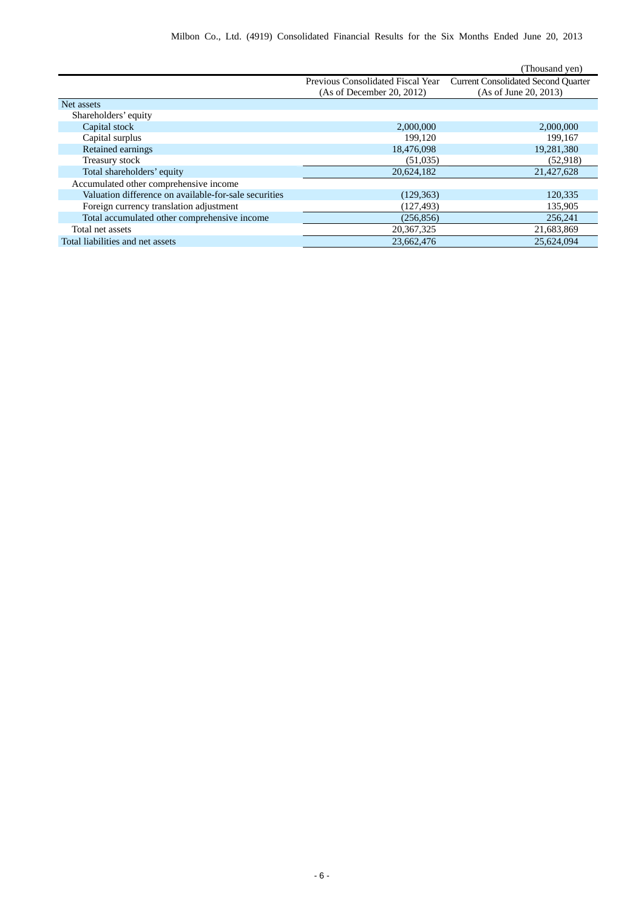(Thousand yen)

| | Previous Consolidated Fiscal Year (As of December 20, 2012) | Current Consolidated Second Quarter (As of June 20, 2013) |
|---|---|---|
| Net assets | | |
| Shareholders' equity | | |
| Capital stock | 2,000,000 | 2,000,000 |
| Capital surplus | 199,120 | 199,167 |
| Retained earnings | 18,476,098 | 19,281,380 |
| Treasury stock | (51,035) | (52,918) |
| Total shareholders' equity | 20,624,182 | 21,427,628 |
| Accumulated other comprehensive income | | |
| Valuation difference on available-for-sale securities | (129,363) | 120,335 |
| Foreign currency translation adjustment | (127,493) | 135,905 |
| Total accumulated other comprehensive income | (256,856) | 256,241 |
| Total net assets | 20,367,325 | 21,683,869 |
| Total liabilities and net assets | 23,662,476 | 25,624,094 |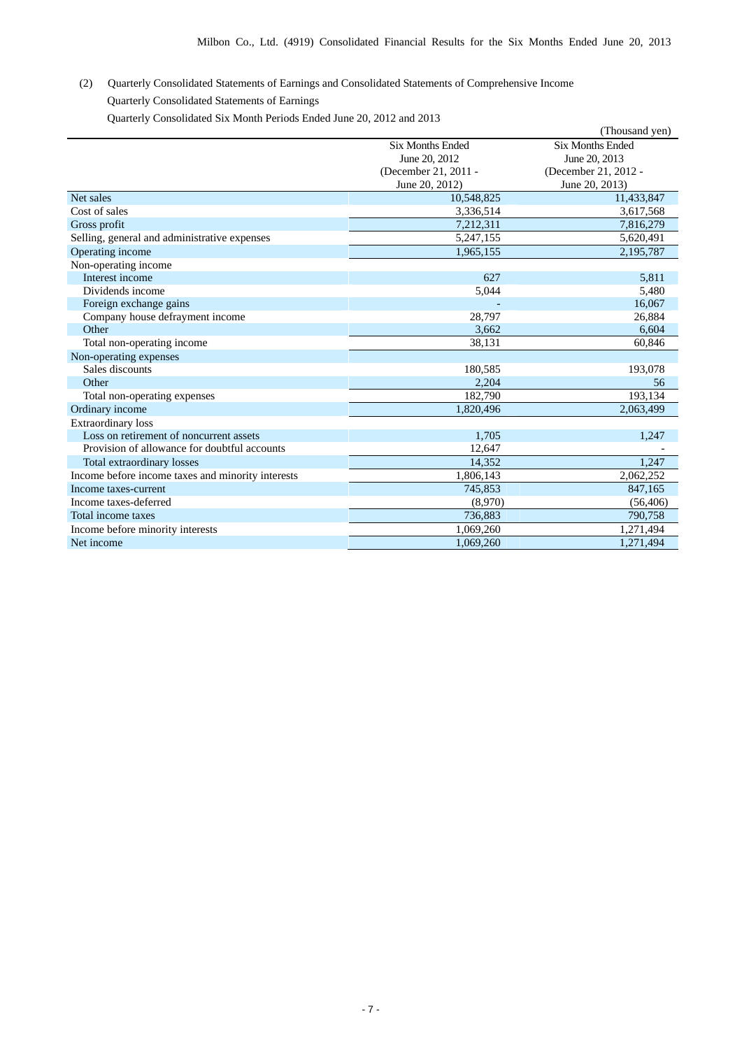(2) Quarterly Consolidated Statements of Earnings and Consolidated Statements of Comprehensive Income

Quarterly Consolidated Statements of Earnings

Quarterly Consolidated Six Month Periods Ended June 20, 2012 and 2013

(Thousand yen)

| | Six Months Ended June 20, 2012 (December 21, 2011 - June 20, 2012) | Six Months Ended June 20, 2013 (December 21, 2012 - June 20, 2013) |
|---|---|---|
| Net sales | 10,548,825 | 11,433,847 |
| Cost of sales | 3,336,514 | 3,617,568 |
| Gross profit | 7,212,311 | 7,816,279 |
| Selling, general and administrative expenses | 5,247,155 | 5,620,491 |
| Operating income | 1,965,155 | 2,195,787 |
| Non-operating income | | |
| Interest income | 627 | 5,811 |
| Dividends income | 5,044 | 5,480 |
| Foreign exchange gains | - | 16,067 |
| Company house defrayment income | 28,797 | 26,884 |
| Other | 3,662 | 6,604 |
| Total non-operating income | 38,131 | 60,846 |
| Non-operating expenses | | |
| Sales discounts | 180,585 | 193,078 |
| Other | 2,204 | 56 |
| Total non-operating expenses | 182,790 | 193,134 |
| Ordinary income | 1,820,496 | 2,063,499 |
| Extraordinary loss | | |
| Loss on retirement of noncurrent assets | 1,705 | 1,247 |
| Provision of allowance for doubtful accounts | 12,647 | - |
| Total extraordinary losses | 14,352 | 1,247 |
| Income before income taxes and minority interests | 1,806,143 | 2,062,252 |
| Income taxes-current | 745,853 | 847,165 |
| Income taxes-deferred | (8,970) | (56,406) |
| Total income taxes | 736,883 | 790,758 |
| Income before minority interests | 1,069,260 | 1,271,494 |
| Net income | 1,069,260 | 1,271,494 |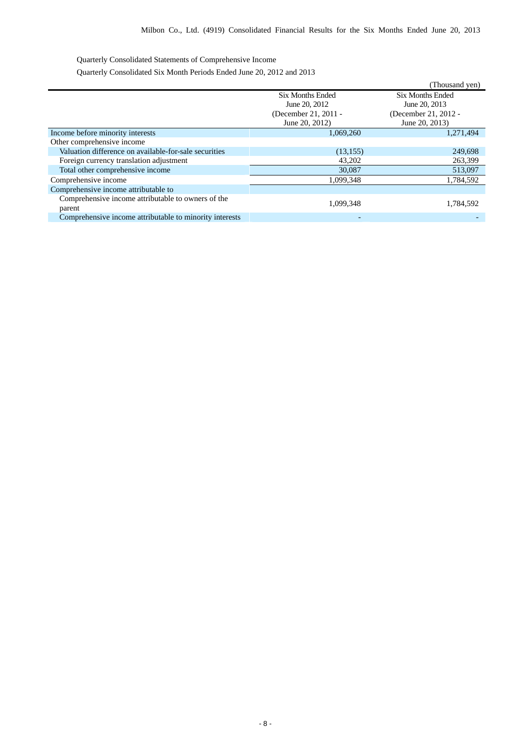Quarterly Consolidated Statements of Comprehensive Income

Quarterly Consolidated Six Month Periods Ended June 20, 2012 and 2013

(Thousand yen)

| | Six Months Ended June 20, 2012 (December 21, 2011 - June 20, 2012) | Six Months Ended June 20, 2013 (December 21, 2012 - June 20, 2013) |
|---|---|---|
| Income before minority interests | 1,069,260 | 1,271,494 |
| Other comprehensive income | | |
| Valuation difference on available-for-sale securities | (13,155) | 249,698 |
| Foreign currency translation adjustment | 43,202 | 263,399 |
| Total other comprehensive income | 30,087 | 513,097 |
| Comprehensive income | 1,099,348 | 1,784,592 |
| Comprehensive income attributable to | | |
| Comprehensive income attributable to owners of the parent | 1,099,348 | 1,784,592 |
| Comprehensive income attributable to minority interests | - | - |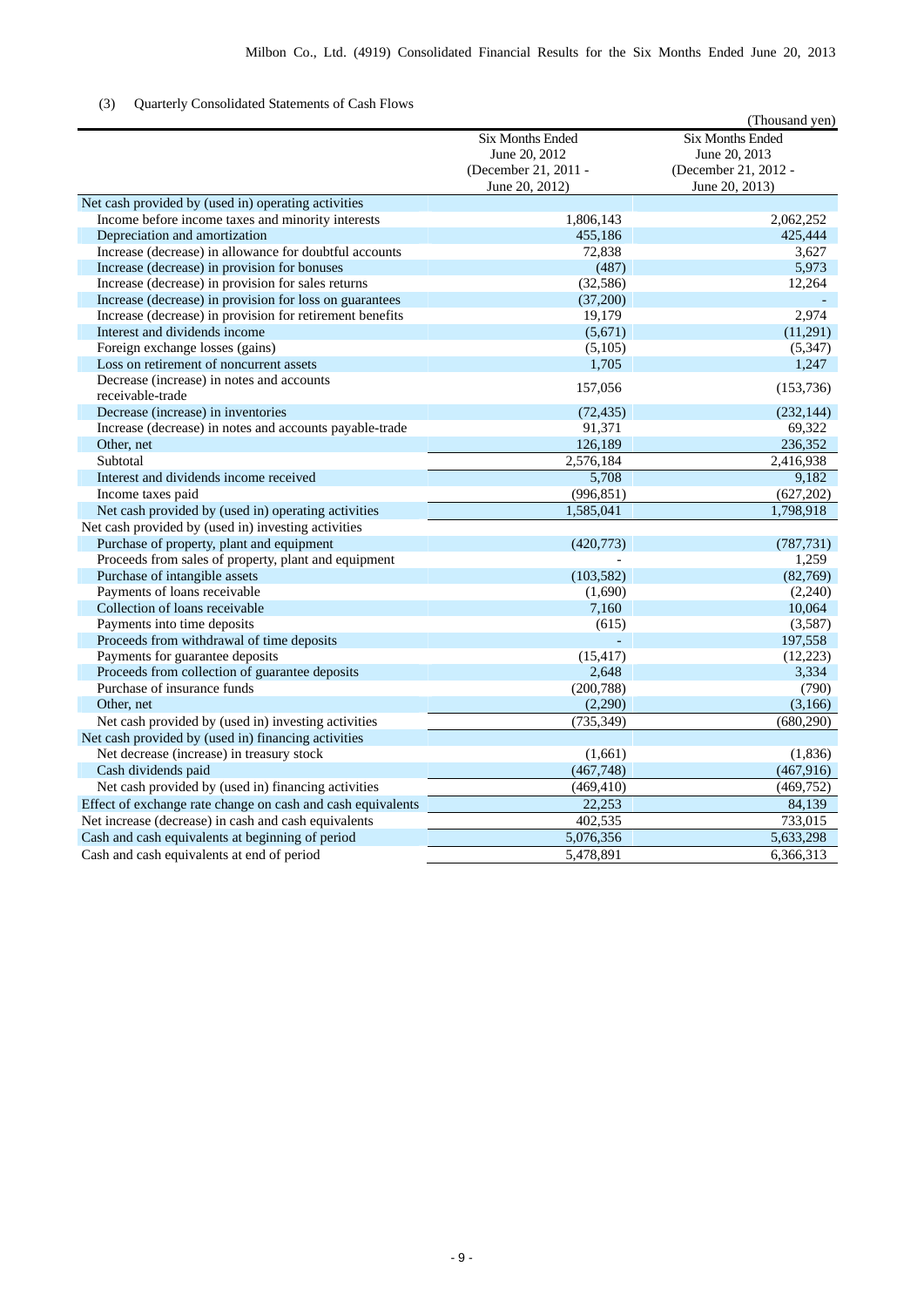(3) Quarterly Consolidated Statements of Cash Flows

(Thousand yen)

| | Six Months Ended June 20, 2012 (December 21, 2011 - June 20, 2012) | Six Months Ended June 20, 2013 (December 21, 2012 - June 20, 2013) |
|---|---|---|
| Net cash provided by (used in) operating activities | | |
| Income before income taxes and minority interests | 1,806,143 | 2,062,252 |
| Depreciation and amortization | 455,186 | 425,444 |
| Increase (decrease) in allowance for doubtful accounts | 72,838 | 3,627 |
| Increase (decrease) in provision for bonuses | (487) | 5,973 |
| Increase (decrease) in provision for sales returns | (32,586) | 12,264 |
| Increase (decrease) in provision for loss on guarantees | (37,200) | - |
| Increase (decrease) in provision for retirement benefits | 19,179 | 2,974 |
| Interest and dividends income | (5,671) | (11,291) |
| Foreign exchange losses (gains) | (5,105) | (5,347) |
| Loss on retirement of noncurrent assets | 1,705 | 1,247 |
| Decrease (increase) in notes and accounts receivable-trade | 157,056 | (153,736) |
| Decrease (increase) in inventories | (72,435) | (232,144) |
| Increase (decrease) in notes and accounts payable-trade | 91,371 | 69,322 |
| Other, net | 126,189 | 236,352 |
| Subtotal | 2,576,184 | 2,416,938 |
| Interest and dividends income received | 5,708 | 9,182 |
| Income taxes paid | (996,851) | (627,202) |
| Net cash provided by (used in) operating activities | 1,585,041 | 1,798,918 |
| Net cash provided by (used in) investing activities | | |
| Purchase of property, plant and equipment | (420,773) | (787,731) |
| Proceeds from sales of property, plant and equipment | - | 1,259 |
| Purchase of intangible assets | (103,582) | (82,769) |
| Payments of loans receivable | (1,690) | (2,240) |
| Collection of loans receivable | 7,160 | 10,064 |
| Payments into time deposits | (615) | (3,587) |
| Proceeds from withdrawal of time deposits | - | 197,558 |
| Payments for guarantee deposits | (15,417) | (12,223) |
| Proceeds from collection of guarantee deposits | 2,648 | 3,334 |
| Purchase of insurance funds | (200,788) | (790) |
| Other, net | (2,290) | (3,166) |
| Net cash provided by (used in) investing activities | (735,349) | (680,290) |
| Net cash provided by (used in) financing activities | | |
| Net decrease (increase) in treasury stock | (1,661) | (1,836) |
| Cash dividends paid | (467,748) | (467,916) |
| Net cash provided by (used in) financing activities | (469,410) | (469,752) |
| Effect of exchange rate change on cash and cash equivalents | 22,253 | 84,139 |
| Net increase (decrease) in cash and cash equivalents | 402,535 | 733,015 |
| Cash and cash equivalents at beginning of period | 5,076,356 | 5,633,298 |
| Cash and cash equivalents at end of period | 5,478,891 | 6,366,313 |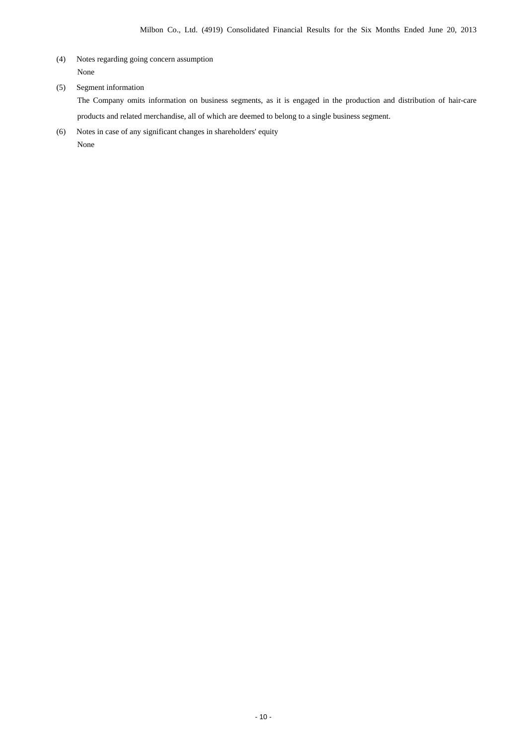(4) Notes regarding going concern assumption

None

(5) Segment information

The Company omits information on business segments, as it is engaged in the production and distribution of hair-care products and related merchandise, all of which are deemed to belong to a single business segment.

(6) Notes in case of any significant changes in shareholders' equity

None